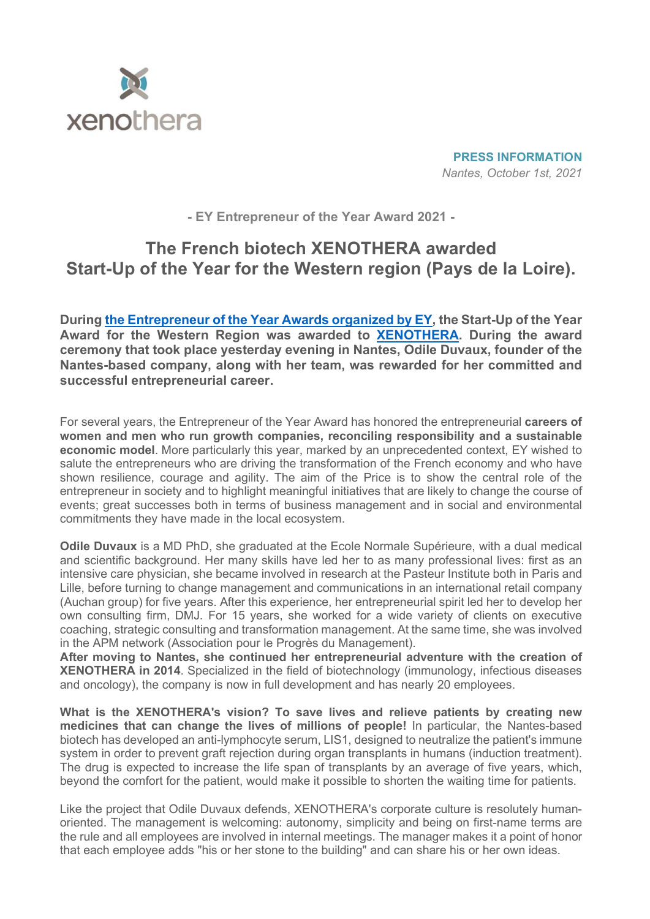xenothera

**PRESS INFORMATION**

*Nantes, October 1st, 2021*

**- EY Entrepreneur of the Year Award 2021 -**

# The French biotech XENOTHERA awarded Start-Up of the Year for the Western region (Pays de la Loire).

**During the Entrepreneur of the Year Awards organized by EY, the Start-Up of the Year Award for the Western Region was awarded to XENOTHERA. During the award ceremony that took place yesterday evening in Nantes, Odile Duvaux, founder of the Nantes-based company, along with her team, was rewarded for her committed and successful entrepreneurial career.**

For several years, the Entrepreneur of the Year Award has honored the entrepreneurial **careers of women and men who run growth companies, reconciling responsibility and a sustainable economic model**. More particularly this year, marked by an unprecedented context, EY wished to salute the entrepreneurs who are driving the transformation of the French economy and who have shown resilience, courage and agility. The aim of the Price is to show the central role of the entrepreneur in society and to highlight meaningful initiatives that are likely to change the course of events; great successes both in terms of business management and in social and environmental commitments they have made in the local ecosystem.

**Odile Duvaux** is a MD PhD, she graduated at the Ecole Normale Supérieure, with a dual medical and scientific background. Her many skills have led her to as many professional lives: first as an intensive care physician, she became involved in research at the Pasteur Institute both in Paris and Lille, before turning to change management and communications in an international retail company (Auchan group) for five years. After this experience, her entrepreneurial spirit led her to develop her own consulting firm, DMJ. For 15 years, she worked for a wide variety of clients on executive coaching, strategic consulting and transformation management. At the same time, she was involved in the APM network (Association pour le Progrès du Management).

**After moving to Nantes, she continued her entrepreneurial adventure with the creation of XENOTHERA in 2014**. Specialized in the field of biotechnology (immunology, infectious diseases and oncology), the company is now in full development and has nearly 20 employees.

**What is the XENOTHERA's vision? To save lives and relieve patients by creating new medicines that can change the lives of millions of people!** In particular, the Nantes-based biotech has developed an anti-lymphocyte serum, LIS1, designed to neutralize the patient's immune system in order to prevent graft rejection during organ transplants in humans (induction treatment). The drug is expected to increase the life span of transplants by an average of five years, which, beyond the comfort for the patient, would make it possible to shorten the waiting time for patients.

Like the project that Odile Duvaux defends, XENOTHERA's corporate culture is resolutely human-oriented. The management is welcoming: autonomy, simplicity and being on first-name terms are the rule and all employees are involved in internal meetings. The manager makes it a point of honor that each employee adds "his or her stone to the building" and can share his or her own ideas.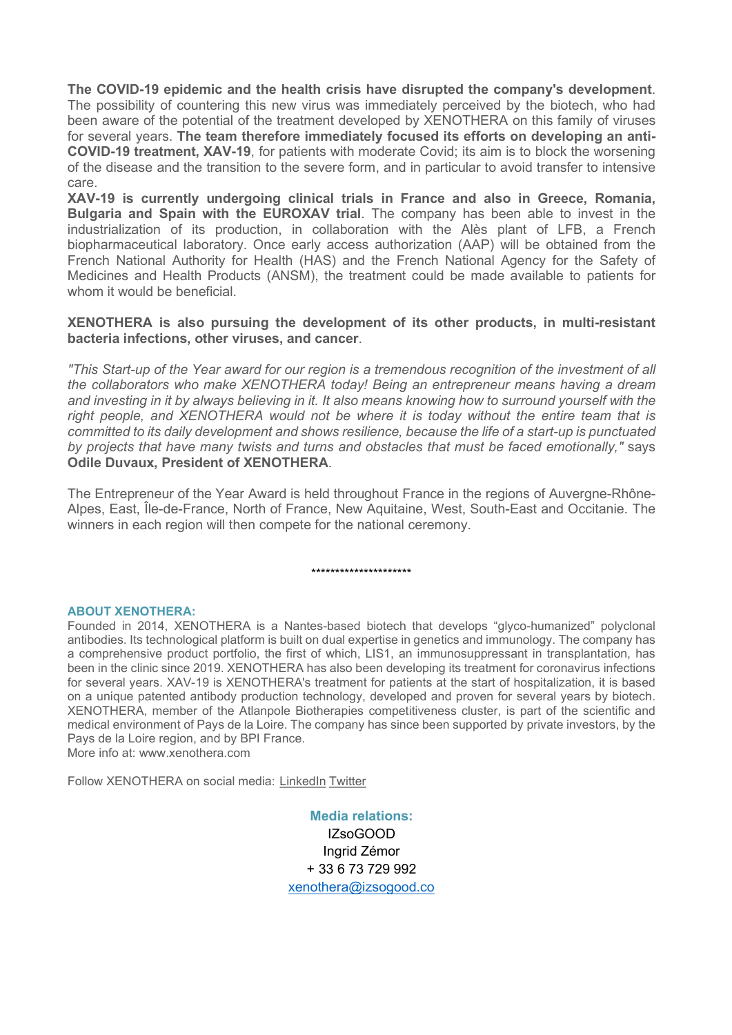**The COVID-19 epidemic and the health crisis have disrupted the company's development**. The possibility of countering this new virus was immediately perceived by the biotech, who had been aware of the potential of the treatment developed by XENOTHERA on this family of viruses for several years. **The team therefore immediately focused its efforts on developing an anti-COVID-19 treatment, XAV-19**, for patients with moderate Covid; its aim is to block the worsening of the disease and the transition to the severe form, and in particular to avoid transfer to intensive care.

**XAV-19 is currently undergoing clinical trials in France and also in Greece, Romania, Bulgaria and Spain with the EUROXAV trial**. The company has been able to invest in the industrialization of its production, in collaboration with the Alès plant of LFB, a French biopharmaceutical laboratory. Once early access authorization (AAP) will be obtained from the French National Authority for Health (HAS) and the French National Agency for the Safety of Medicines and Health Products (ANSM), the treatment could be made available to patients for whom it would be beneficial.

**XENOTHERA is also pursuing the development of its other products, in multi-resistant bacteria infections, other viruses, and cancer**.

*"This Start-up of the Year award for our region is a tremendous recognition of the investment of all the collaborators who make XENOTHERA today! Being an entrepreneur means having a dream and investing in it by always believing in it. It also means knowing how to surround yourself with the right people, and XENOTHERA would not be where it is today without the entire team that is committed to its daily development and shows resilience, because the life of a start-up is punctuated by projects that have many twists and turns and obstacles that must be faced emotionally,"* says **Odile Duvaux, President of XENOTHERA**.

The Entrepreneur of the Year Award is held throughout France in the regions of Auvergne-Rhône-Alpes, East, Île-de-France, North of France, New Aquitaine, West, South-East and Occitanie. The winners in each region will then compete for the national ceremony.

********************

**ABOUT XENOTHERA:**

Founded in 2014, XENOTHERA is a Nantes-based biotech that develops "glyco-humanized" polyclonal antibodies. Its technological platform is built on dual expertise in genetics and immunology. The company has a comprehensive product portfolio, the first of which, LIS1, an immunosuppressant in transplantation, has been in the clinic since 2019. XENOTHERA has also been developing its treatment for coronavirus infections for several years. XAV-19 is XENOTHERA's treatment for patients at the start of hospitalization, it is based on a unique patented antibody production technology, developed and proven for several years by biotech. XENOTHERA, member of the Atlanpole Biotherapies competitiveness cluster, is part of the scientific and medical environment of Pays de la Loire. The company has since been supported by private investors, by the Pays de la Loire region, and by BPI France.
More info at: www.xenothera.com

Follow XENOTHERA on social media: LinkedIn Twitter

**Media relations:**
IZsoGOOD
Ingrid Zémor
+ 33 6 73 729 992
xenothera@izsogood.co